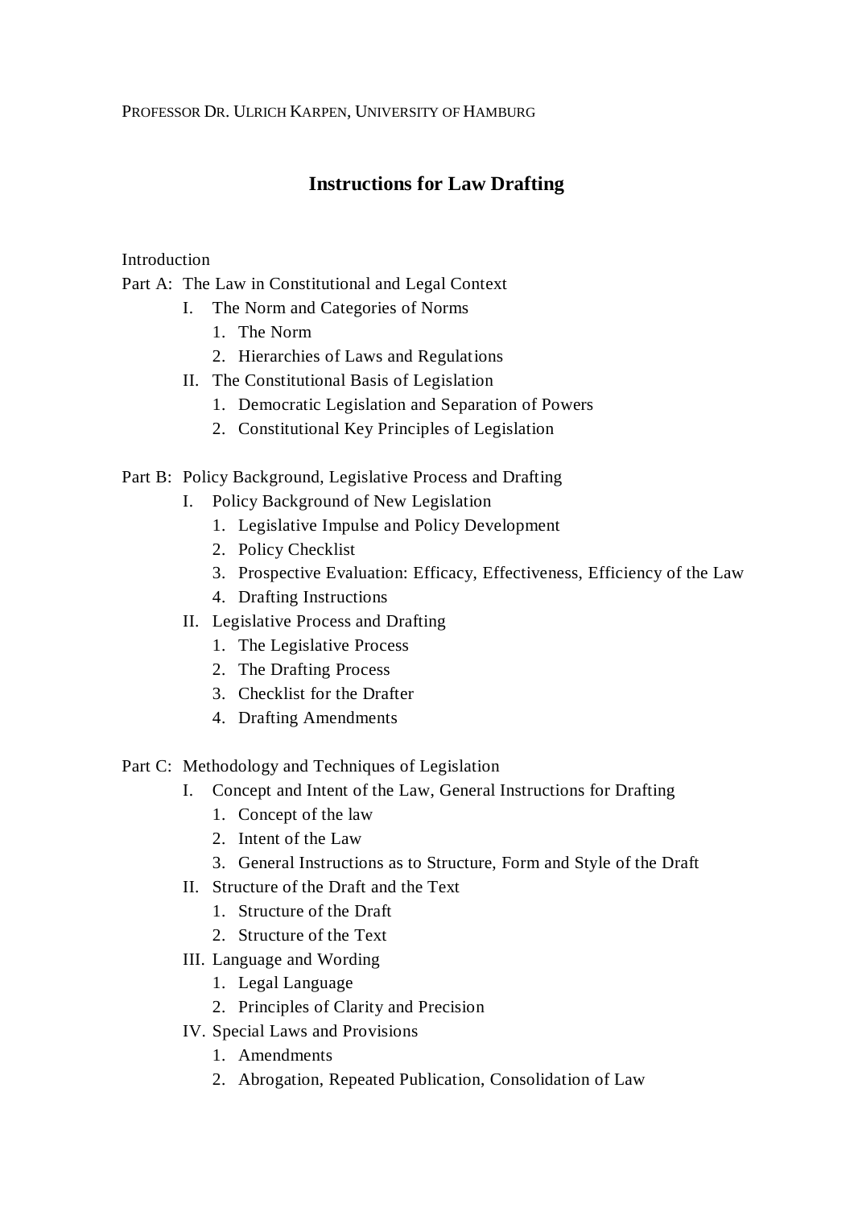PROFESSOR DR. ULRICH KARPEN, UNIVERSITY OF HAMBURG

# Instructions for Law Drafting

Introduction

Part A: The Law in Constitutional and Legal Context

- I. The Norm and Categories of Norms
  1. The Norm
  2. Hierarchies of Laws and Regulations
- II. The Constitutional Basis of Legislation
  1. Democratic Legislation and Separation of Powers
  2. Constitutional Key Principles of Legislation

Part B: Policy Background, Legislative Process and Drafting

- I. Policy Background of New Legislation
  1. Legislative Impulse and Policy Development
  2. Policy Checklist
  3. Prospective Evaluation: Efficacy, Effectiveness, Efficiency of the Law
  4. Drafting Instructions
- II. Legislative Process and Drafting
  1. The Legislative Process
  2. The Drafting Process
  3. Checklist for the Drafter
  4. Drafting Amendments

Part C: Methodology and Techniques of Legislation

- I. Concept and Intent of the Law, General Instructions for Drafting
  1. Concept of the law
  2. Intent of the Law
  3. General Instructions as to Structure, Form and Style of the Draft
- II. Structure of the Draft and the Text
  1. Structure of the Draft
  2. Structure of the Text
- III. Language and Wording
  1. Legal Language
  2. Principles of Clarity and Precision
- IV. Special Laws and Provisions
  1. Amendments
  2. Abrogation, Repeated Publication, Consolidation of Law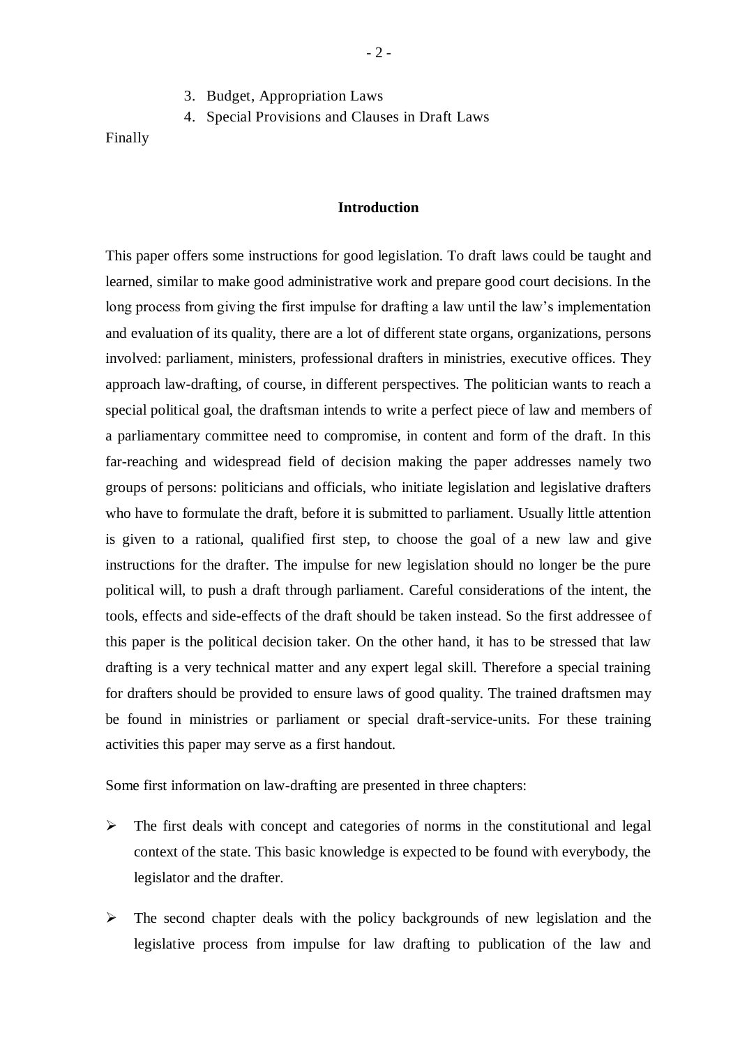3. Budget, Appropriation Laws
4. Special Provisions and Clauses in Draft Laws

Finally

### Introduction

This paper offers some instructions for good legislation. To draft laws could be taught and learned, similar to make good administrative work and prepare good court decisions. In the long process from giving the first impulse for drafting a law until the law's implementation and evaluation of its quality, there are a lot of different state organs, organizations, persons involved: parliament, ministers, professional drafters in ministries, executive offices. They approach law-drafting, of course, in different perspectives. The politician wants to reach a special political goal, the draftsman intends to write a perfect piece of law and members of a parliamentary committee need to compromise, in content and form of the draft. In this far-reaching and widespread field of decision making the paper addresses namely two groups of persons: politicians and officials, who initiate legislation and legislative drafters who have to formulate the draft, before it is submitted to parliament. Usually little attention is given to a rational, qualified first step, to choose the goal of a new law and give instructions for the drafter. The impulse for new legislation should no longer be the pure political will, to push a draft through parliament. Careful considerations of the intent, the tools, effects and side-effects of the draft should be taken instead. So the first addressee of this paper is the political decision taker. On the other hand, it has to be stressed that law drafting is a very technical matter and any expert legal skill. Therefore a special training for drafters should be provided to ensure laws of good quality. The trained draftsmen may be found in ministries or parliament or special draft-service-units. For these training activities this paper may serve as a first handout.

Some first information on law-drafting are presented in three chapters:

- The first deals with concept and categories of norms in the constitutional and legal context of the state. This basic knowledge is expected to be found with everybody, the legislator and the drafter.
- The second chapter deals with the policy backgrounds of new legislation and the legislative process from impulse for law drafting to publication of the law and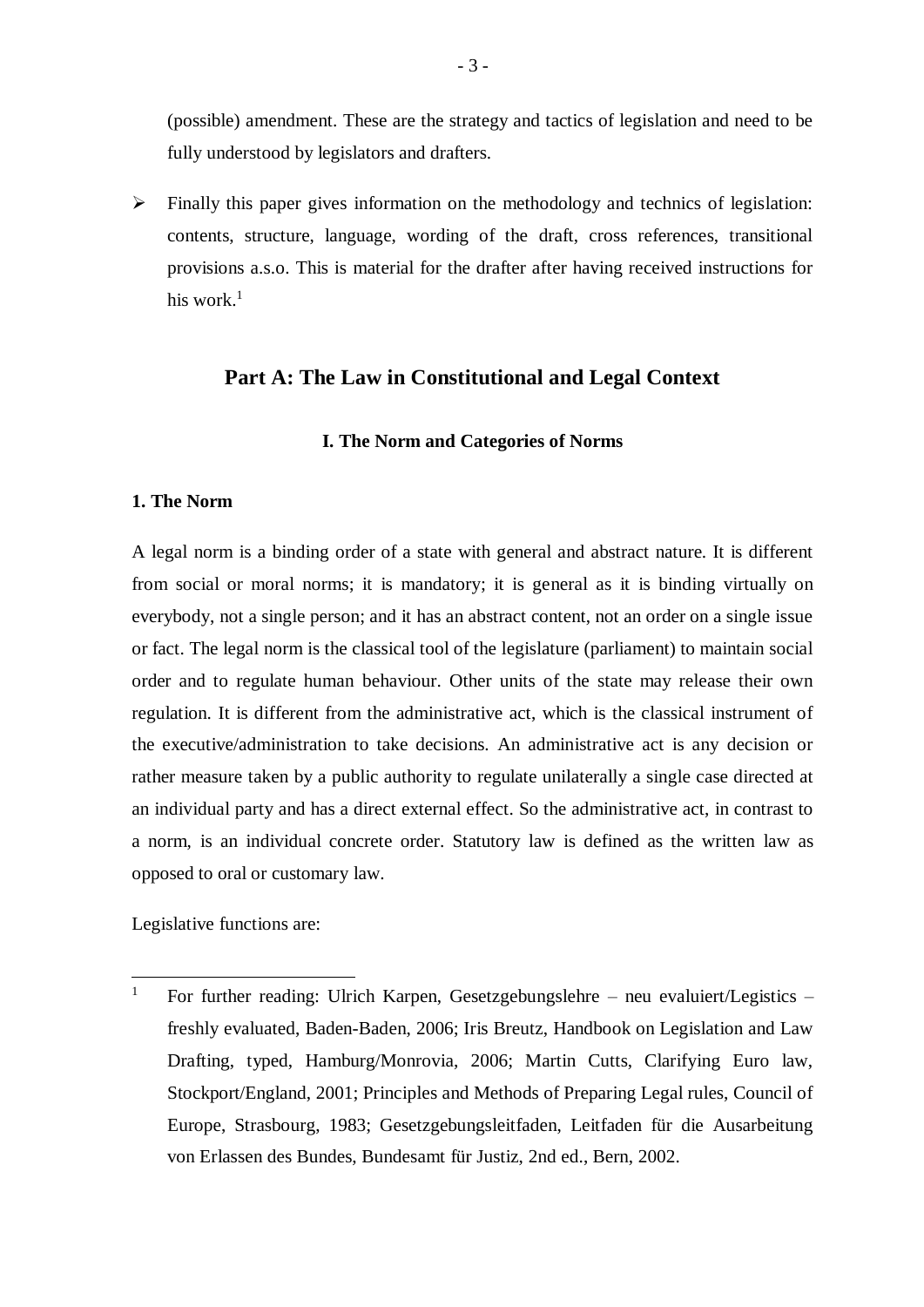(possible) amendment. These are the strategy and tactics of legislation and need to be fully understood by legislators and drafters.

- Finally this paper gives information on the methodology and technics of legislation: contents, structure, language, wording of the draft, cross references, transitional provisions a.s.o. This is material for the drafter after having received instructions for his work.[1]

## Part A: The Law in Constitutional and Legal Context

### I. The Norm and Categories of Norms

#### 1. The Norm

A legal norm is a binding order of a state with general and abstract nature. It is different from social or moral norms; it is mandatory; it is general as it is binding virtually on everybody, not a single person; and it has an abstract content, not an order on a single issue or fact. The legal norm is the classical tool of the legislature (parliament) to maintain social order and to regulate human behaviour. Other units of the state may release their own regulation. It is different from the administrative act, which is the classical instrument of the executive/administration to take decisions. An administrative act is any decision or rather measure taken by a public authority to regulate unilaterally a single case directed at an individual party and has a direct external effect. So the administrative act, in contrast to a norm, is an individual concrete order. Statutory law is defined as the written law as opposed to oral or customary law.

Legislative functions are:

---

[1] For further reading: Ulrich Karpen, Gesetzgebungslehre – neu evaluiert/Legistics – freshly evaluated, Baden-Baden, 2006; Iris Breutz, Handbook on Legislation and Law Drafting, typed, Hamburg/Monrovia, 2006; Martin Cutts, Clarifying Euro law, Stockport/England, 2001; Principles and Methods of Preparing Legal rules, Council of Europe, Strasbourg, 1983; Gesetzgebungsleitfaden, Leitfaden für die Ausarbeitung von Erlassen des Bundes, Bundesamt für Justiz, 2nd ed., Bern, 2002.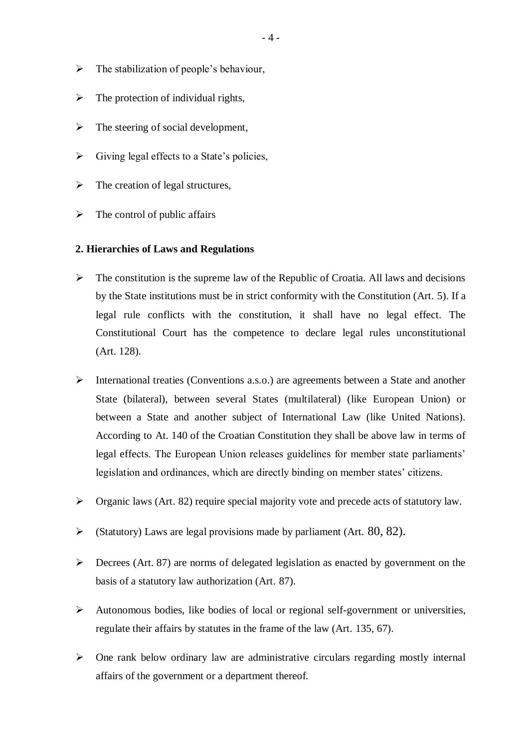- The stabilization of people's behaviour,
- The protection of individual rights,
- The steering of social development,
- Giving legal effects to a State's policies,
- The creation of legal structures,
- The control of public affairs

**2. Hierarchies of Laws and Regulations**

- The constitution is the supreme law of the Republic of Croatia. All laws and decisions by the State institutions must be in strict conformity with the Constitution (Art. 5). If a legal rule conflicts with the constitution, it shall have no legal effect. The Constitutional Court has the competence to declare legal rules unconstitutional (Art. 128).
- International treaties (Conventions a.s.o.) are agreements between a State and another State (bilateral), between several States (multilateral) (like European Union) or between a State and another subject of International Law (like United Nations). According to At. 140 of the Croatian Constitution they shall be above law in terms of legal effects. The European Union releases guidelines for member state parliaments' legislation and ordinances, which are directly binding on member states' citizens.
- Organic laws (Art. 82) require special majority vote and precede acts of statutory law.
- (Statutory) Laws are legal provisions made by parliament (Art. 80, 82).
- Decrees (Art. 87) are norms of delegated legislation as enacted by government on the basis of a statutory law authorization (Art. 87).
- Autonomous bodies, like bodies of local or regional self-government or universities, regulate their affairs by statutes in the frame of the law (Art. 135, 67).
- One rank below ordinary law are administrative circulars regarding mostly internal affairs of the government or a department thereof.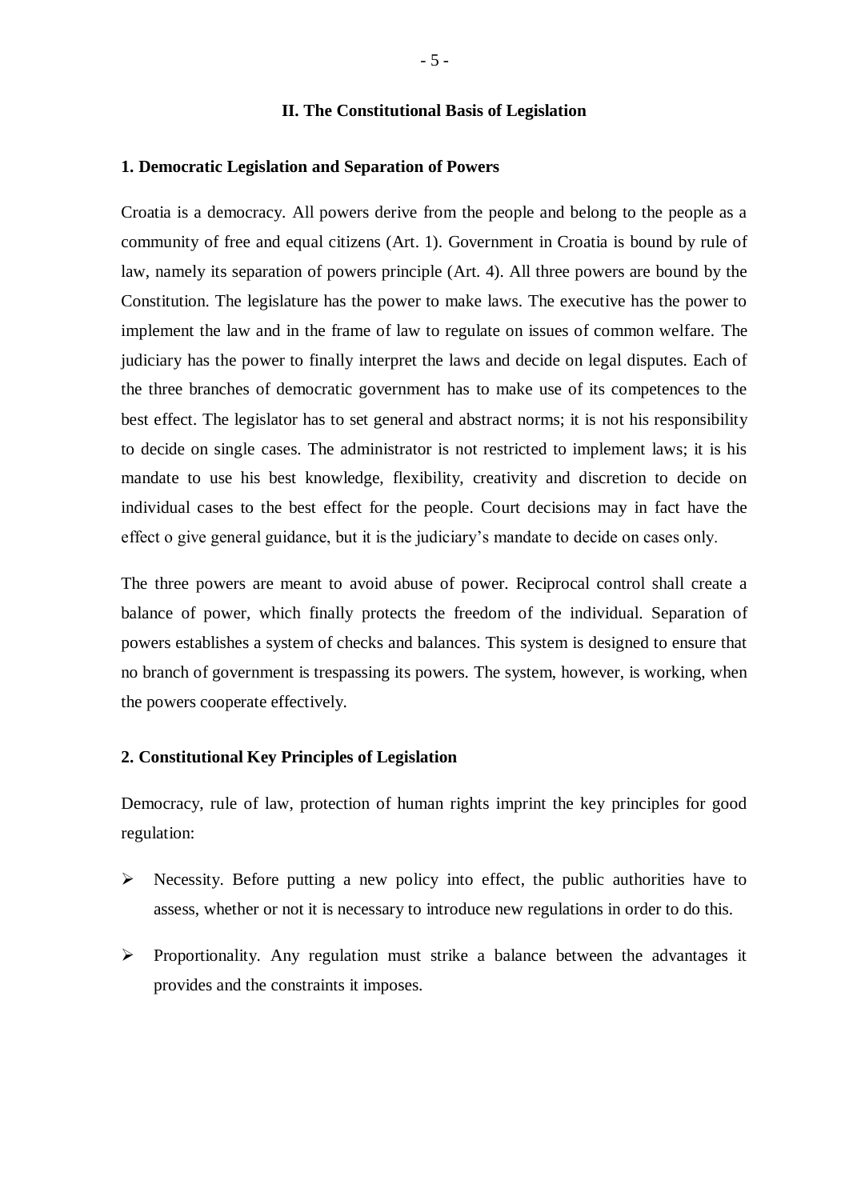## II. The Constitutional Basis of Legislation

### 1. Democratic Legislation and Separation of Powers

Croatia is a democracy. All powers derive from the people and belong to the people as a community of free and equal citizens (Art. 1). Government in Croatia is bound by rule of law, namely its separation of powers principle (Art. 4). All three powers are bound by the Constitution. The legislature has the power to make laws. The executive has the power to implement the law and in the frame of law to regulate on issues of common welfare. The judiciary has the power to finally interpret the laws and decide on legal disputes. Each of the three branches of democratic government has to make use of its competences to the best effect. The legislator has to set general and abstract norms; it is not his responsibility to decide on single cases. The administrator is not restricted to implement laws; it is his mandate to use his best knowledge, flexibility, creativity and discretion to decide on individual cases to the best effect for the people. Court decisions may in fact have the effect o give general guidance, but it is the judiciary's mandate to decide on cases only.

The three powers are meant to avoid abuse of power. Reciprocal control shall create a balance of power, which finally protects the freedom of the individual. Separation of powers establishes a system of checks and balances. This system is designed to ensure that no branch of government is trespassing its powers. The system, however, is working, when the powers cooperate effectively.

### 2. Constitutional Key Principles of Legislation

Democracy, rule of law, protection of human rights imprint the key principles for good regulation:

- Necessity. Before putting a new policy into effect, the public authorities have to assess, whether or not it is necessary to introduce new regulations in order to do this.
- Proportionality. Any regulation must strike a balance between the advantages it provides and the constraints it imposes.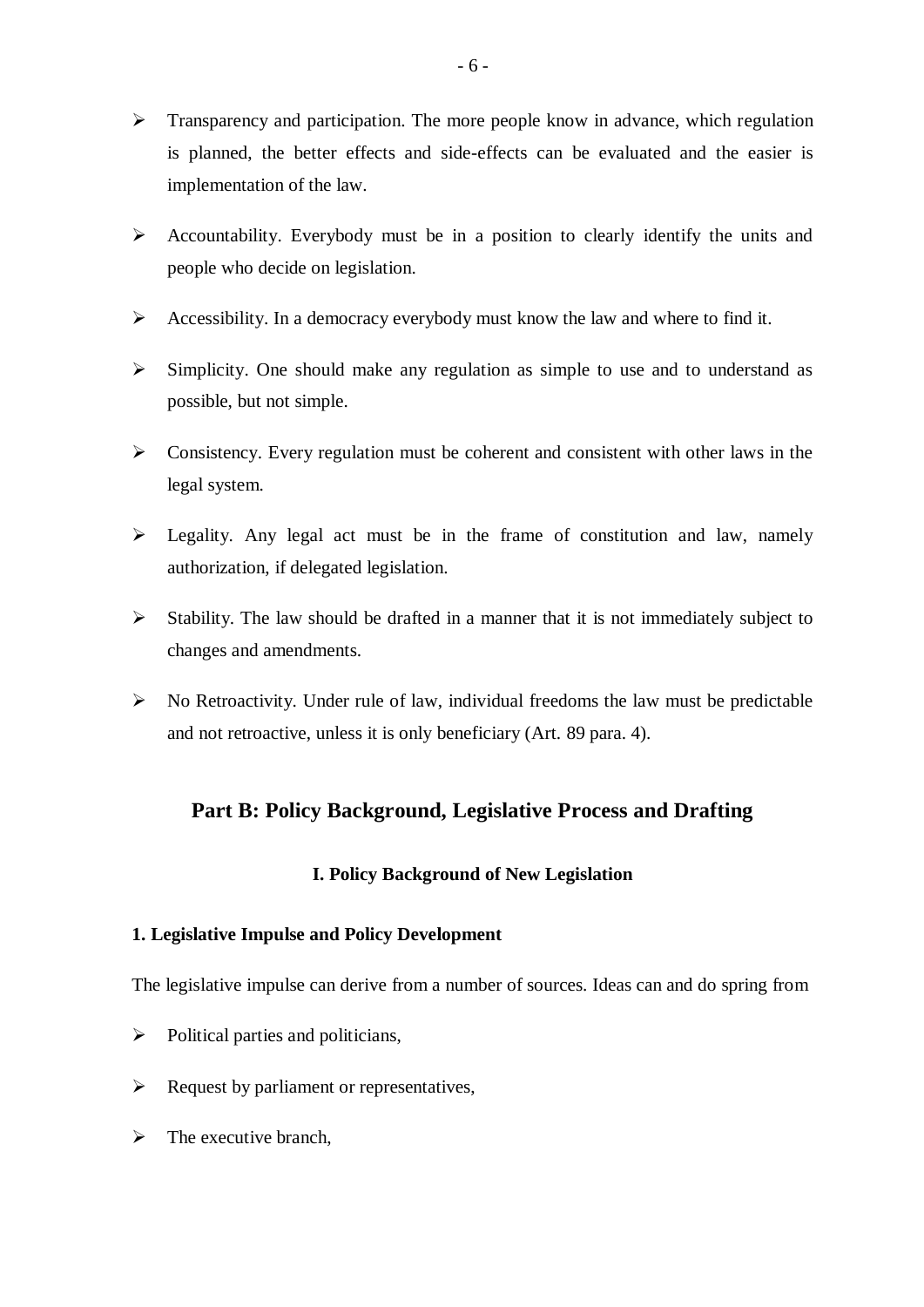- Transparency and participation. The more people know in advance, which regulation is planned, the better effects and side-effects can be evaluated and the easier is implementation of the law.

- Accountability. Everybody must be in a position to clearly identify the units and people who decide on legislation.

- Accessibility. In a democracy everybody must know the law and where to find it.

- Simplicity. One should make any regulation as simple to use and to understand as possible, but not simple.

- Consistency. Every regulation must be coherent and consistent with other laws in the legal system.

- Legality. Any legal act must be in the frame of constitution and law, namely authorization, if delegated legislation.

- Stability. The law should be drafted in a manner that it is not immediately subject to changes and amendments.

- No Retroactivity. Under rule of law, individual freedoms the law must be predictable and not retroactive, unless it is only beneficiary (Art. 89 para. 4).

## Part B: Policy Background, Legislative Process and Drafting

### I. Policy Background of New Legislation

#### 1. Legislative Impulse and Policy Development

The legislative impulse can derive from a number of sources. Ideas can and do spring from

- Political parties and politicians,

- Request by parliament or representatives,

- The executive branch,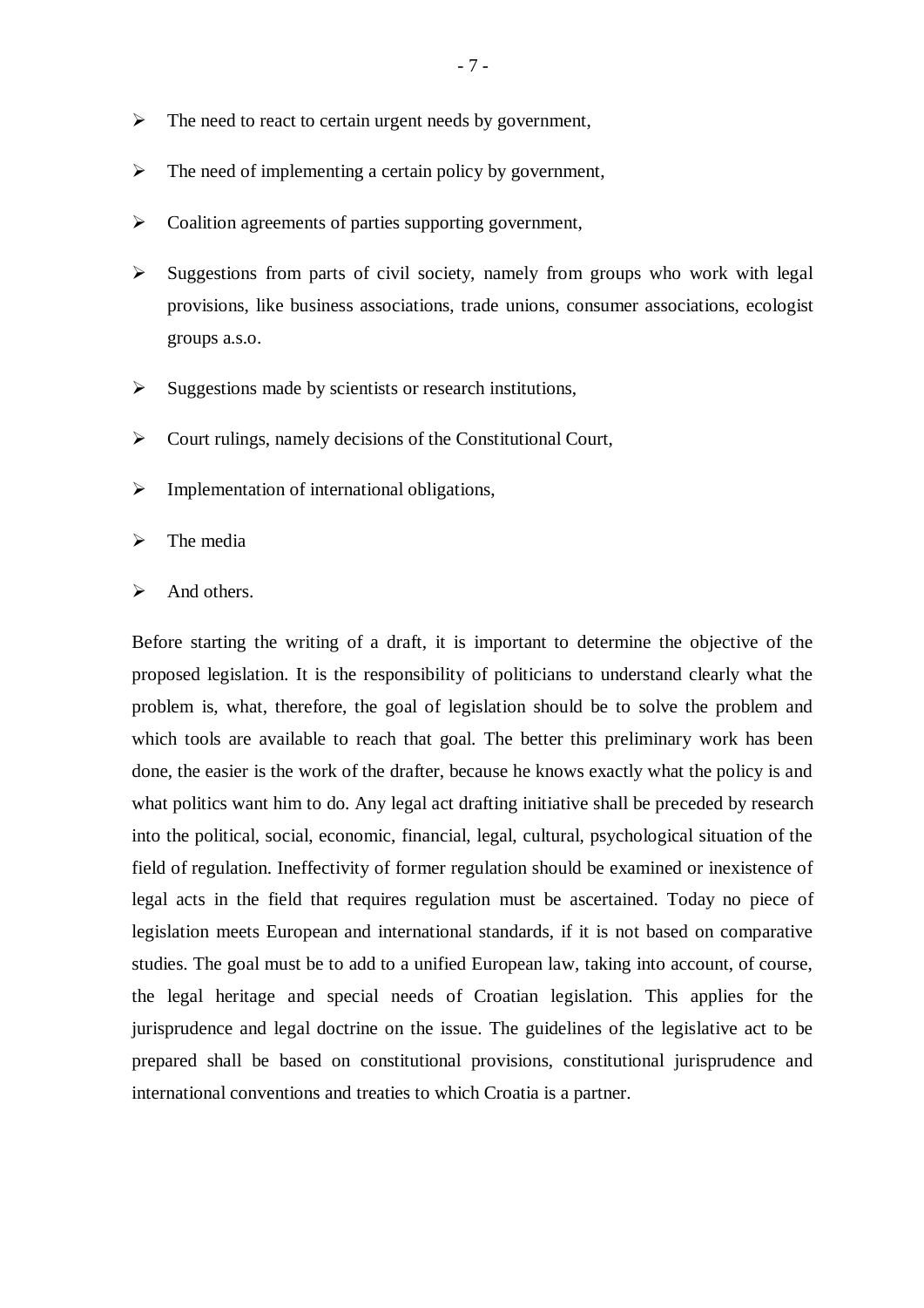- The need to react to certain urgent needs by government,
- The need of implementing a certain policy by government,
- Coalition agreements of parties supporting government,
- Suggestions from parts of civil society, namely from groups who work with legal provisions, like business associations, trade unions, consumer associations, ecologist groups a.s.o.
- Suggestions made by scientists or research institutions,
- Court rulings, namely decisions of the Constitutional Court,
- Implementation of international obligations,
- The media
- And others.

Before starting the writing of a draft, it is important to determine the objective of the proposed legislation. It is the responsibility of politicians to understand clearly what the problem is, what, therefore, the goal of legislation should be to solve the problem and which tools are available to reach that goal. The better this preliminary work has been done, the easier is the work of the drafter, because he knows exactly what the policy is and what politics want him to do. Any legal act drafting initiative shall be preceded by research into the political, social, economic, financial, legal, cultural, psychological situation of the field of regulation. Ineffectivity of former regulation should be examined or inexistence of legal acts in the field that requires regulation must be ascertained. Today no piece of legislation meets European and international standards, if it is not based on comparative studies. The goal must be to add to a unified European law, taking into account, of course, the legal heritage and special needs of Croatian legislation. This applies for the jurisprudence and legal doctrine on the issue. The guidelines of the legislative act to be prepared shall be based on constitutional provisions, constitutional jurisprudence and international conventions and treaties to which Croatia is a partner.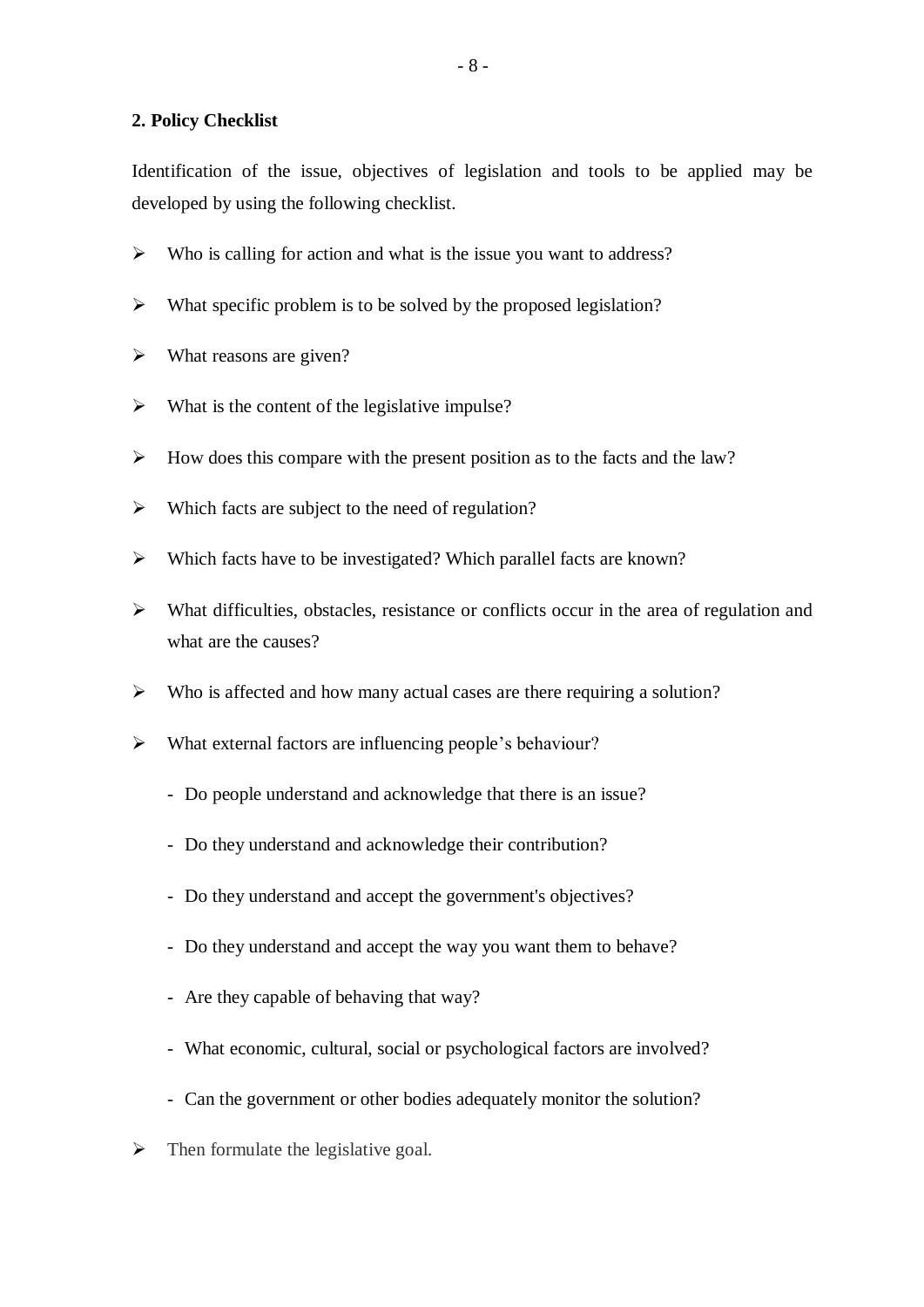## 2. Policy Checklist

Identification of the issue, objectives of legislation and tools to be applied may be developed by using the following checklist.

- Who is calling for action and what is the issue you want to address?
- What specific problem is to be solved by the proposed legislation?
- What reasons are given?
- What is the content of the legislative impulse?
- How does this compare with the present position as to the facts and the law?
- Which facts are subject to the need of regulation?
- Which facts have to be investigated? Which parallel facts are known?
- What difficulties, obstacles, resistance or conflicts occur in the area of regulation and what are the causes?
- Who is affected and how many actual cases are there requiring a solution?
- What external factors are influencing people's behaviour?
    - Do people understand and acknowledge that there is an issue?
    - Do they understand and acknowledge their contribution?
    - Do they understand and accept the government's objectives?
    - Do they understand and accept the way you want them to behave?
    - Are they capable of behaving that way?
    - What economic, cultural, social or psychological factors are involved?
    - Can the government or other bodies adequately monitor the solution?
- Then formulate the legislative goal.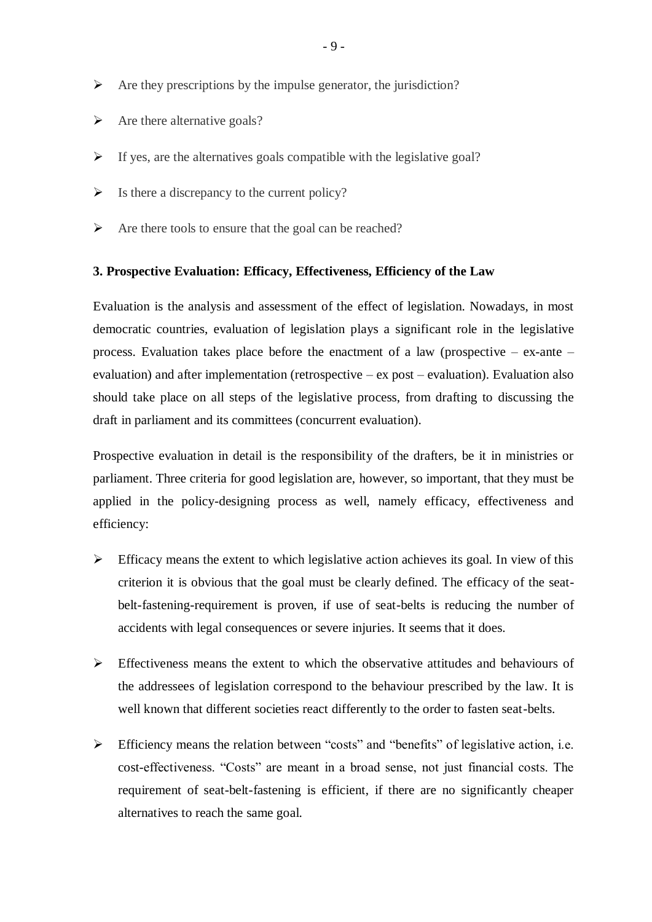- Are they prescriptions by the impulse generator, the jurisdiction?
- Are there alternative goals?
- If yes, are the alternatives goals compatible with the legislative goal?
- Is there a discrepancy to the current policy?
- Are there tools to ensure that the goal can be reached?

**3. Prospective Evaluation: Efficacy, Effectiveness, Efficiency of the Law**

Evaluation is the analysis and assessment of the effect of legislation. Nowadays, in most democratic countries, evaluation of legislation plays a significant role in the legislative process. Evaluation takes place before the enactment of a law (prospective – ex-ante – evaluation) and after implementation (retrospective – ex post – evaluation). Evaluation also should take place on all steps of the legislative process, from drafting to discussing the draft in parliament and its committees (concurrent evaluation).

Prospective evaluation in detail is the responsibility of the drafters, be it in ministries or parliament. Three criteria for good legislation are, however, so important, that they must be applied in the policy-designing process as well, namely efficacy, effectiveness and efficiency:

- Efficacy means the extent to which legislative action achieves its goal. In view of this criterion it is obvious that the goal must be clearly defined. The efficacy of the seat-belt-fastening-requirement is proven, if use of seat-belts is reducing the number of accidents with legal consequences or severe injuries. It seems that it does.

- Effectiveness means the extent to which the observative attitudes and behaviours of the addressees of legislation correspond to the behaviour prescribed by the law. It is well known that different societies react differently to the order to fasten seat-belts.

- Efficiency means the relation between "costs" and "benefits" of legislative action, i.e. cost-effectiveness. "Costs" are meant in a broad sense, not just financial costs. The requirement of seat-belt-fastening is efficient, if there are no significantly cheaper alternatives to reach the same goal.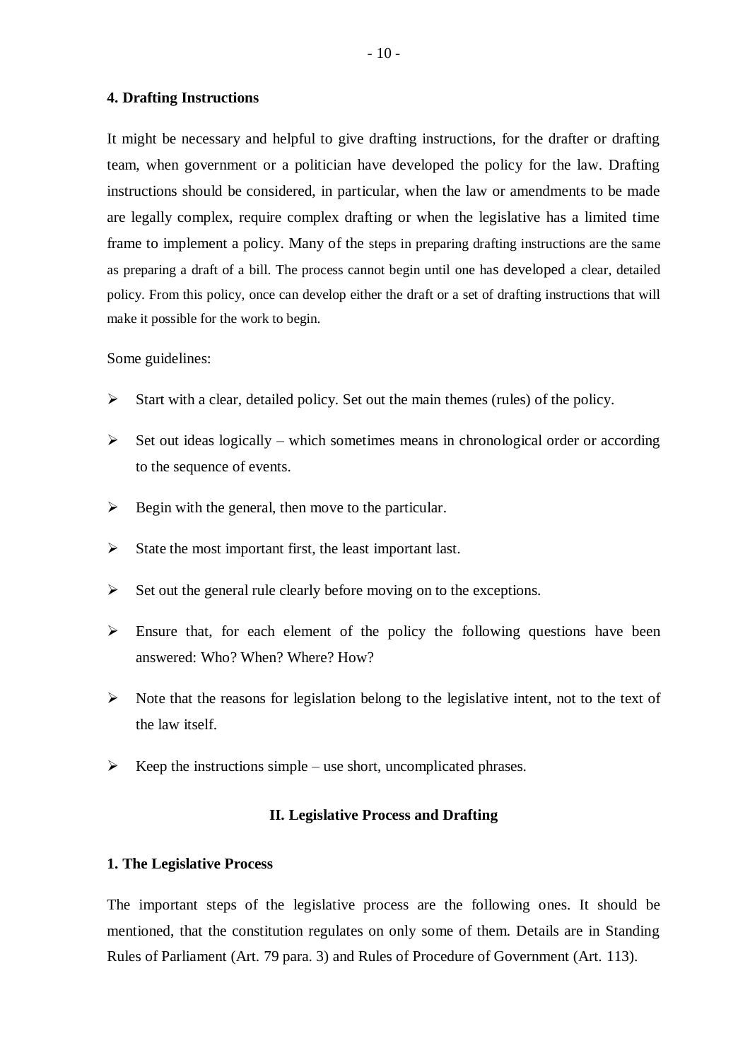#### 4. Drafting Instructions

It might be necessary and helpful to give drafting instructions, for the drafter or drafting team, when government or a politician have developed the policy for the law. Drafting instructions should be considered, in particular, when the law or amendments to be made are legally complex, require complex drafting or when the legislative has a limited time frame to implement a policy. Many of the steps in preparing drafting instructions are the same as preparing a draft of a bill. The process cannot begin until one has developed a clear, detailed policy. From this policy, once can develop either the draft or a set of drafting instructions that will make it possible for the work to begin.

Some guidelines:

- Start with a clear, detailed policy. Set out the main themes (rules) of the policy.
- Set out ideas logically – which sometimes means in chronological order or according to the sequence of events.
- Begin with the general, then move to the particular.
- State the most important first, the least important last.
- Set out the general rule clearly before moving on to the exceptions.
- Ensure that, for each element of the policy the following questions have been answered: Who? When? Where? How?
- Note that the reasons for legislation belong to the legislative intent, not to the text of the law itself.
- Keep the instructions simple – use short, uncomplicated phrases.

## II. Legislative Process and Drafting

#### 1. The Legislative Process

The important steps of the legislative process are the following ones. It should be mentioned, that the constitution regulates on only some of them. Details are in Standing Rules of Parliament (Art. 79 para. 3) and Rules of Procedure of Government (Art. 113).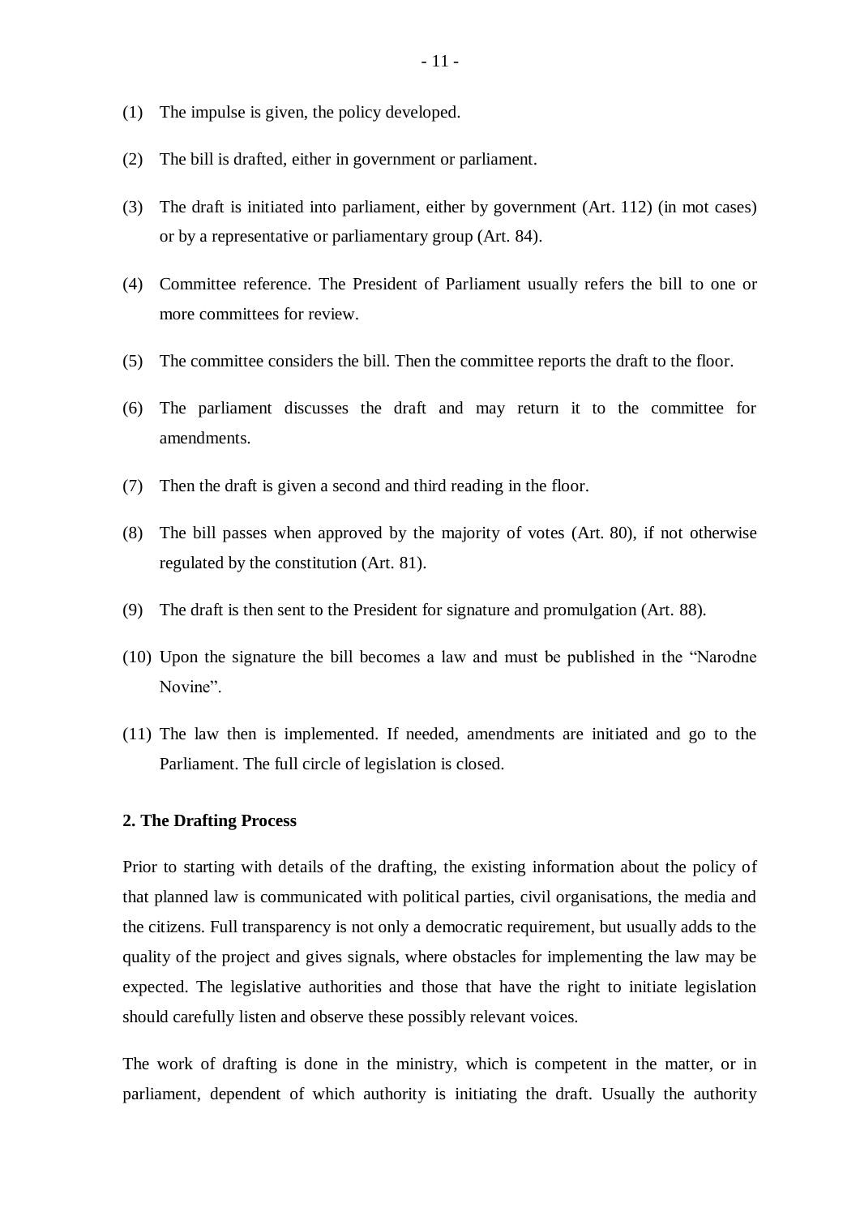(1) The impulse is given, the policy developed.

(2) The bill is drafted, either in government or parliament.

(3) The draft is initiated into parliament, either by government (Art. 112) (in mot cases) or by a representative or parliamentary group (Art. 84).

(4) Committee reference. The President of Parliament usually refers the bill to one or more committees for review.

(5) The committee considers the bill. Then the committee reports the draft to the floor.

(6) The parliament discusses the draft and may return it to the committee for amendments.

(7) Then the draft is given a second and third reading in the floor.

(8) The bill passes when approved by the majority of votes (Art. 80), if not otherwise regulated by the constitution (Art. 81).

(9) The draft is then sent to the President for signature and promulgation (Art. 88).

(10) Upon the signature the bill becomes a law and must be published in the "Narodne Novine".

(11) The law then is implemented. If needed, amendments are initiated and go to the Parliament. The full circle of legislation is closed.

**2. The Drafting Process**

Prior to starting with details of the drafting, the existing information about the policy of that planned law is communicated with political parties, civil organisations, the media and the citizens. Full transparency is not only a democratic requirement, but usually adds to the quality of the project and gives signals, where obstacles for implementing the law may be expected. The legislative authorities and those that have the right to initiate legislation should carefully listen and observe these possibly relevant voices.

The work of drafting is done in the ministry, which is competent in the matter, or in parliament, dependent of which authority is initiating the draft. Usually the authority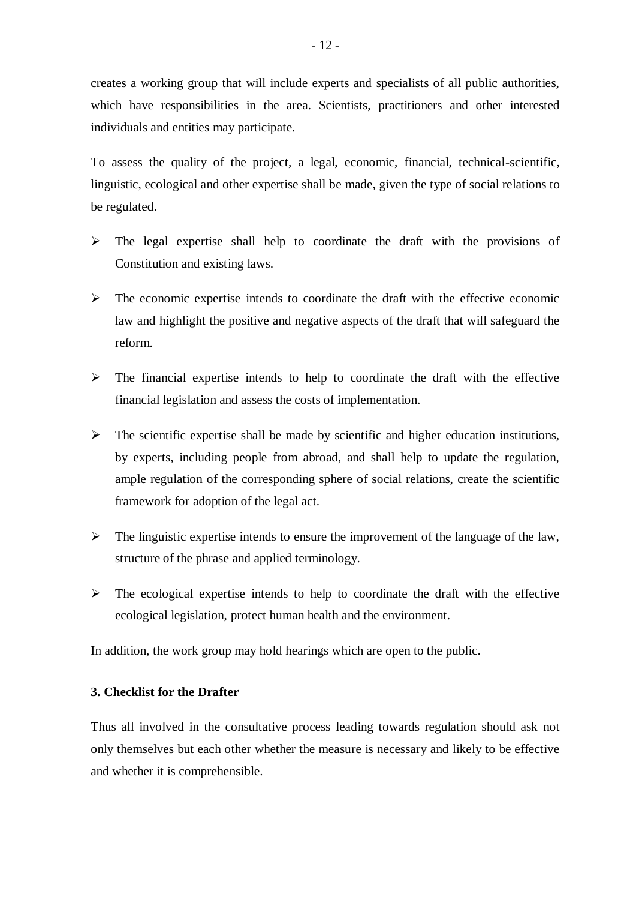creates a working group that will include experts and specialists of all public authorities, which have responsibilities in the area. Scientists, practitioners and other interested individuals and entities may participate.

To assess the quality of the project, a legal, economic, financial, technical-scientific, linguistic, ecological and other expertise shall be made, given the type of social relations to be regulated.

- The legal expertise shall help to coordinate the draft with the provisions of Constitution and existing laws.
- The economic expertise intends to coordinate the draft with the effective economic law and highlight the positive and negative aspects of the draft that will safeguard the reform.
- The financial expertise intends to help to coordinate the draft with the effective financial legislation and assess the costs of implementation.
- The scientific expertise shall be made by scientific and higher education institutions, by experts, including people from abroad, and shall help to update the regulation, ample regulation of the corresponding sphere of social relations, create the scientific framework for adoption of the legal act.
- The linguistic expertise intends to ensure the improvement of the language of the law, structure of the phrase and applied terminology.
- The ecological expertise intends to help to coordinate the draft with the effective ecological legislation, protect human health and the environment.

In addition, the work group may hold hearings which are open to the public.

**3. Checklist for the Drafter**

Thus all involved in the consultative process leading towards regulation should ask not only themselves but each other whether the measure is necessary and likely to be effective and whether it is comprehensible.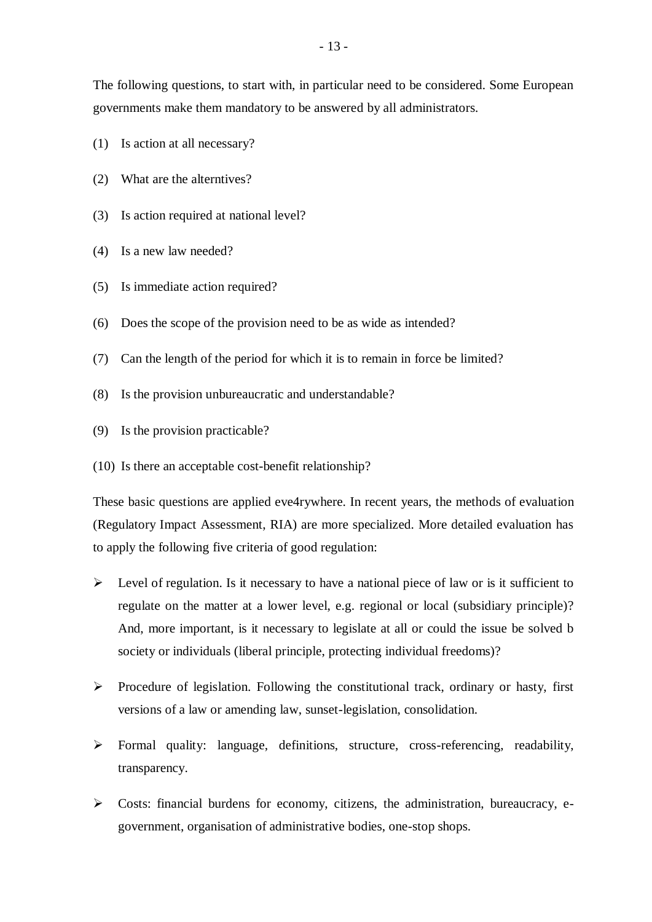The following questions, to start with, in particular need to be considered. Some European governments make them mandatory to be answered by all administrators.

(1) Is action at all necessary?

(2) What are the alterntives?

(3) Is action required at national level?

(4) Is a new law needed?

(5) Is immediate action required?

(6) Does the scope of the provision need to be as wide as intended?

(7) Can the length of the period for which it is to remain in force be limited?

(8) Is the provision unbureaucratic and understandable?

(9) Is the provision practicable?

(10) Is there an acceptable cost-benefit relationship?

These basic questions are applied eve4rywhere. In recent years, the methods of evaluation (Regulatory Impact Assessment, RIA) are more specialized. More detailed evaluation has to apply the following five criteria of good regulation:

- Level of regulation. Is it necessary to have a national piece of law or is it sufficient to regulate on the matter at a lower level, e.g. regional or local (subsidiary principle)? And, more important, is it necessary to legislate at all or could the issue be solved b society or individuals (liberal principle, protecting individual freedoms)?

- Procedure of legislation. Following the constitutional track, ordinary or hasty, first versions of a law or amending law, sunset-legislation, consolidation.

- Formal quality: language, definitions, structure, cross-referencing, readability, transparency.

- Costs: financial burdens for economy, citizens, the administration, bureaucracy, e-government, organisation of administrative bodies, one-stop shops.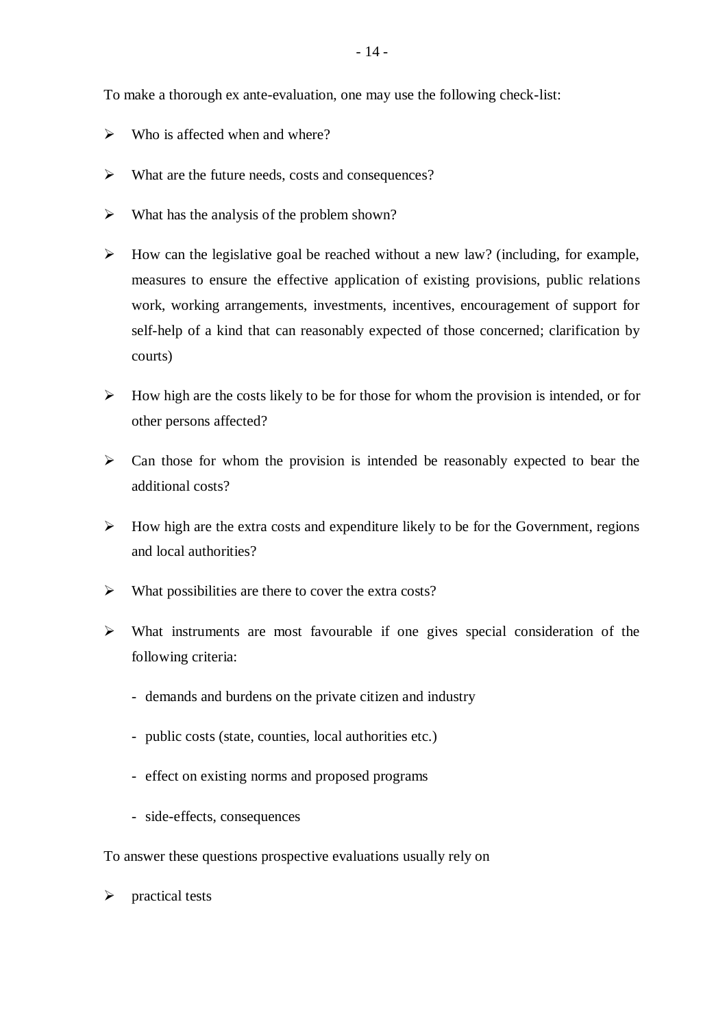To make a thorough ex ante-evaluation, one may use the following check-list:

- Who is affected when and where?
- What are the future needs, costs and consequences?
- What has the analysis of the problem shown?
- How can the legislative goal be reached without a new law? (including, for example, measures to ensure the effective application of existing provisions, public relations work, working arrangements, investments, incentives, encouragement of support for self-help of a kind that can reasonably expected of those concerned; clarification by courts)
- How high are the costs likely to be for those for whom the provision is intended, or for other persons affected?
- Can those for whom the provision is intended be reasonably expected to bear the additional costs?
- How high are the extra costs and expenditure likely to be for the Government, regions and local authorities?
- What possibilities are there to cover the extra costs?
- What instruments are most favourable if one gives special consideration of the following criteria:
  - demands and burdens on the private citizen and industry
  - public costs (state, counties, local authorities etc.)
  - effect on existing norms and proposed programs
  - side-effects, consequences

To answer these questions prospective evaluations usually rely on

- practical tests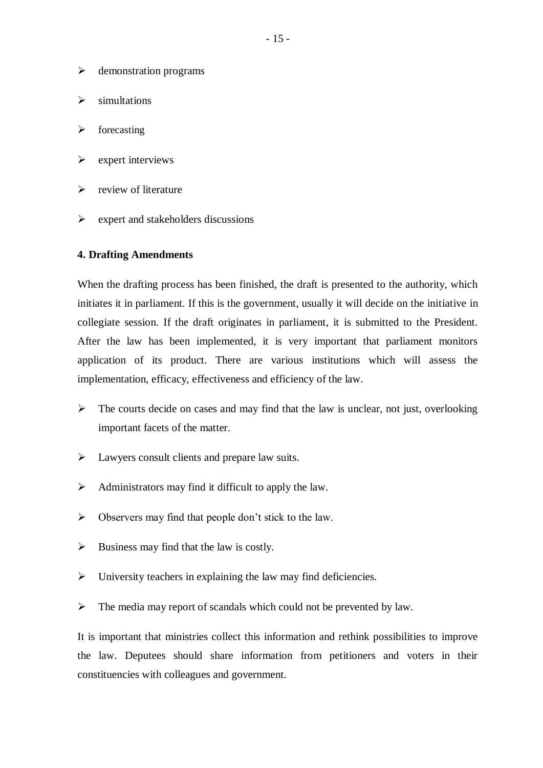- demonstration programs
- simultations
- forecasting
- expert interviews
- review of literature
- expert and stakeholders discussions

**4. Drafting Amendments**

When the drafting process has been finished, the draft is presented to the authority, which initiates it in parliament. If this is the government, usually it will decide on the initiative in collegiate session. If the draft originates in parliament, it is submitted to the President. After the law has been implemented, it is very important that parliament monitors application of its product. There are various institutions which will assess the implementation, efficacy, effectiveness and efficiency of the law.

- The courts decide on cases and may find that the law is unclear, not just, overlooking important facets of the matter.
- Lawyers consult clients and prepare law suits.
- Administrators may find it difficult to apply the law.
- Observers may find that people don't stick to the law.
- Business may find that the law is costly.
- University teachers in explaining the law may find deficiencies.
- The media may report of scandals which could not be prevented by law.

It is important that ministries collect this information and rethink possibilities to improve the law. Deputees should share information from petitioners and voters in their constituencies with colleagues and government.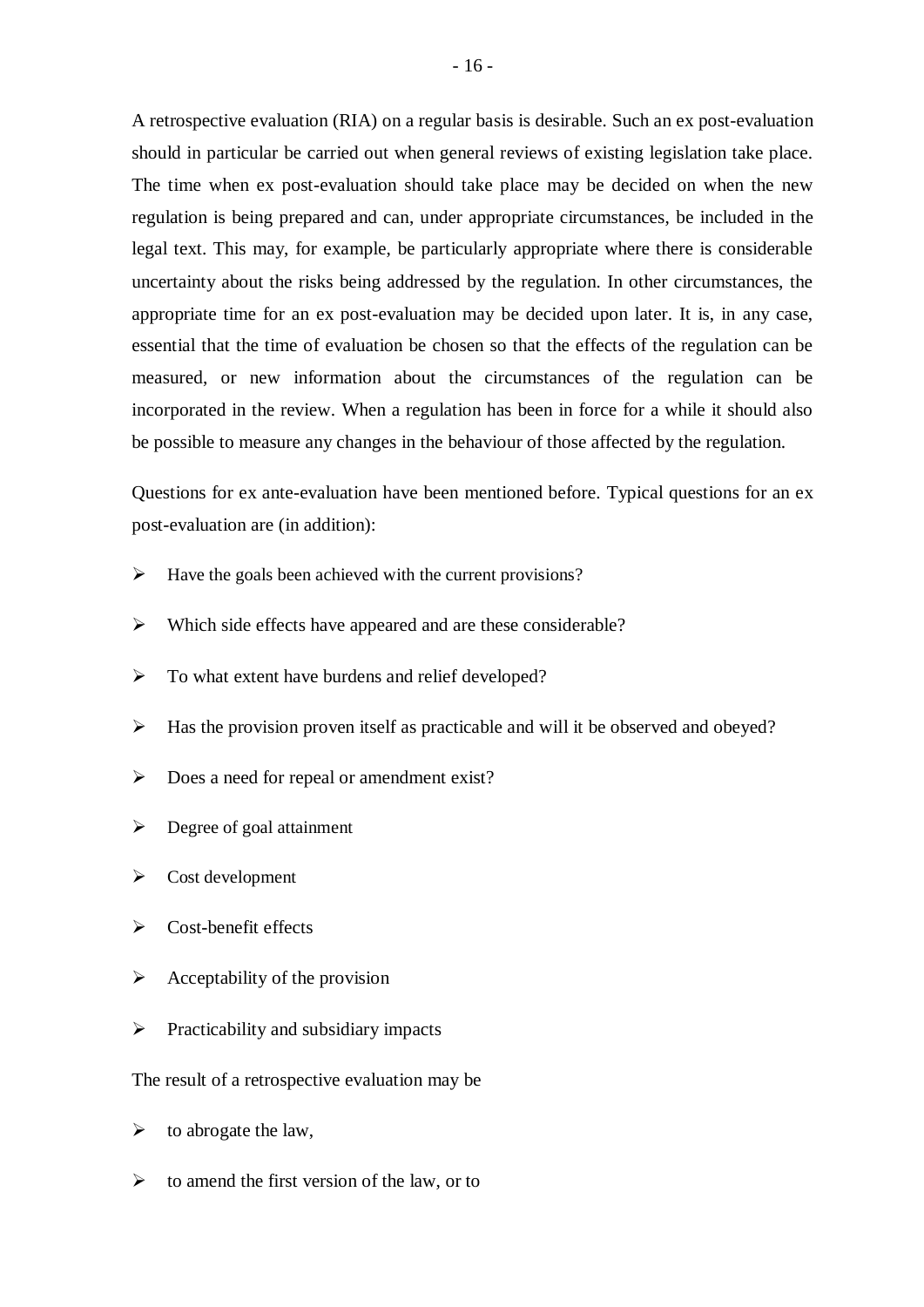A retrospective evaluation (RIA) on a regular basis is desirable. Such an ex post-evaluation should in particular be carried out when general reviews of existing legislation take place. The time when ex post-evaluation should take place may be decided on when the new regulation is being prepared and can, under appropriate circumstances, be included in the legal text. This may, for example, be particularly appropriate where there is considerable uncertainty about the risks being addressed by the regulation. In other circumstances, the appropriate time for an ex post-evaluation may be decided upon later. It is, in any case, essential that the time of evaluation be chosen so that the effects of the regulation can be measured, or new information about the circumstances of the regulation can be incorporated in the review. When a regulation has been in force for a while it should also be possible to measure any changes in the behaviour of those affected by the regulation.

Questions for ex ante-evaluation have been mentioned before. Typical questions for an ex post-evaluation are (in addition):

- Have the goals been achieved with the current provisions?
- Which side effects have appeared and are these considerable?
- To what extent have burdens and relief developed?
- Has the provision proven itself as practicable and will it be observed and obeyed?
- Does a need for repeal or amendment exist?
- Degree of goal attainment
- Cost development
- Cost-benefit effects
- Acceptability of the provision
- Practicability and subsidiary impacts

The result of a retrospective evaluation may be

- to abrogate the law,
- to amend the first version of the law, or to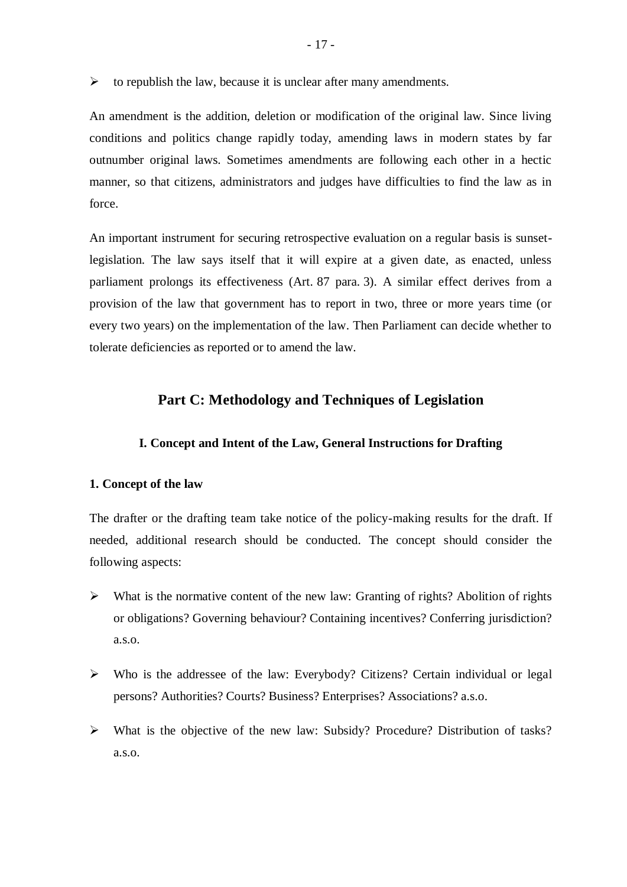- to republish the law, because it is unclear after many amendments.

An amendment is the addition, deletion or modification of the original law. Since living conditions and politics change rapidly today, amending laws in modern states by far outnumber original laws. Sometimes amendments are following each other in a hectic manner, so that citizens, administrators and judges have difficulties to find the law as in force.

An important instrument for securing retrospective evaluation on a regular basis is sunset-legislation. The law says itself that it will expire at a given date, as enacted, unless parliament prolongs its effectiveness (Art. 87 para. 3). A similar effect derives from a provision of the law that government has to report in two, three or more years time (or every two years) on the implementation of the law. Then Parliament can decide whether to tolerate deficiencies as reported or to amend the law.

## Part C: Methodology and Techniques of Legislation

### I. Concept and Intent of the Law, General Instructions for Drafting

#### 1. Concept of the law

The drafter or the drafting team take notice of the policy-making results for the draft. If needed, additional research should be conducted. The concept should consider the following aspects:

- What is the normative content of the new law: Granting of rights? Abolition of rights or obligations? Governing behaviour? Containing incentives? Conferring jurisdiction? a.s.o.
- Who is the addressee of the law: Everybody? Citizens? Certain individual or legal persons? Authorities? Courts? Business? Enterprises? Associations? a.s.o.
- What is the objective of the new law: Subsidy? Procedure? Distribution of tasks? a.s.o.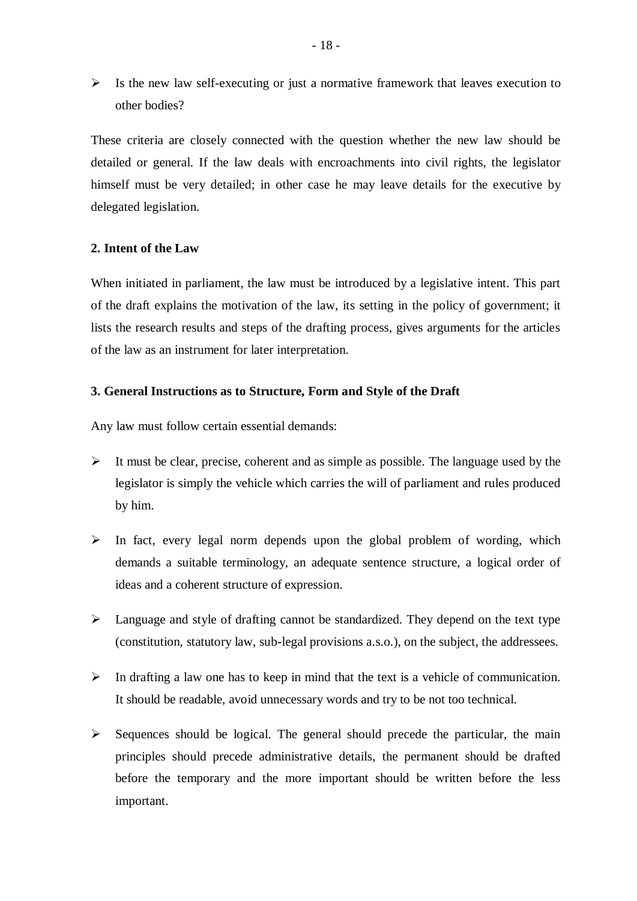- Is the new law self-executing or just a normative framework that leaves execution to other bodies?

These criteria are closely connected with the question whether the new law should be detailed or general. If the law deals with encroachments into civil rights, the legislator himself must be very detailed; in other case he may leave details for the executive by delegated legislation.

### 2. Intent of the Law

When initiated in parliament, the law must be introduced by a legislative intent. This part of the draft explains the motivation of the law, its setting in the policy of government; it lists the research results and steps of the drafting process, gives arguments for the articles of the law as an instrument for later interpretation.

### 3. General Instructions as to Structure, Form and Style of the Draft

Any law must follow certain essential demands:

- It must be clear, precise, coherent and as simple as possible. The language used by the legislator is simply the vehicle which carries the will of parliament and rules produced by him.
- In fact, every legal norm depends upon the global problem of wording, which demands a suitable terminology, an adequate sentence structure, a logical order of ideas and a coherent structure of expression.
- Language and style of drafting cannot be standardized. They depend on the text type (constitution, statutory law, sub-legal provisions a.s.o.), on the subject, the addressees.
- In drafting a law one has to keep in mind that the text is a vehicle of communication. It should be readable, avoid unnecessary words and try to be not too technical.
- Sequences should be logical. The general should precede the particular, the main principles should precede administrative details, the permanent should be drafted before the temporary and the more important should be written before the less important.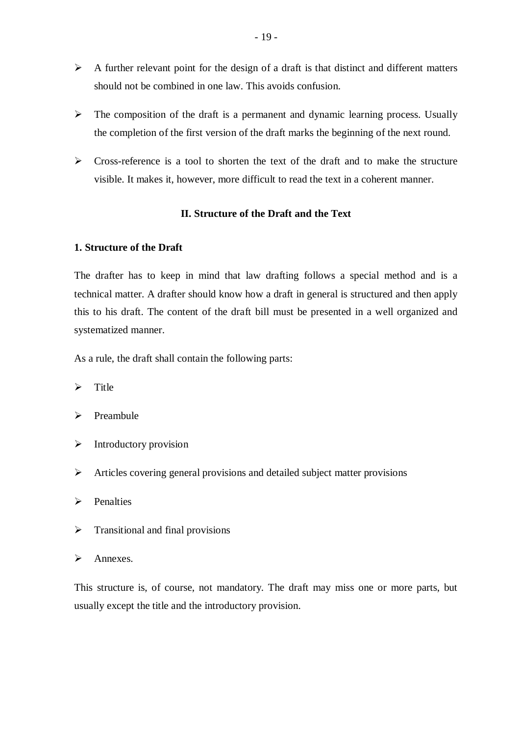- A further relevant point for the design of a draft is that distinct and different matters should not be combined in one law. This avoids confusion.

- The composition of the draft is a permanent and dynamic learning process. Usually the completion of the first version of the draft marks the beginning of the next round.

- Cross-reference is a tool to shorten the text of the draft and to make the structure visible. It makes it, however, more difficult to read the text in a coherent manner.

## II. Structure of the Draft and the Text

### 1. Structure of the Draft

The drafter has to keep in mind that law drafting follows a special method and is a technical matter. A drafter should know how a draft in general is structured and then apply this to his draft. The content of the draft bill must be presented in a well organized and systematized manner.

As a rule, the draft shall contain the following parts:

- Title
- Preambule
- Introductory provision
- Articles covering general provisions and detailed subject matter provisions
- Penalties
- Transitional and final provisions
- Annexes.

This structure is, of course, not mandatory. The draft may miss one or more parts, but usually except the title and the introductory provision.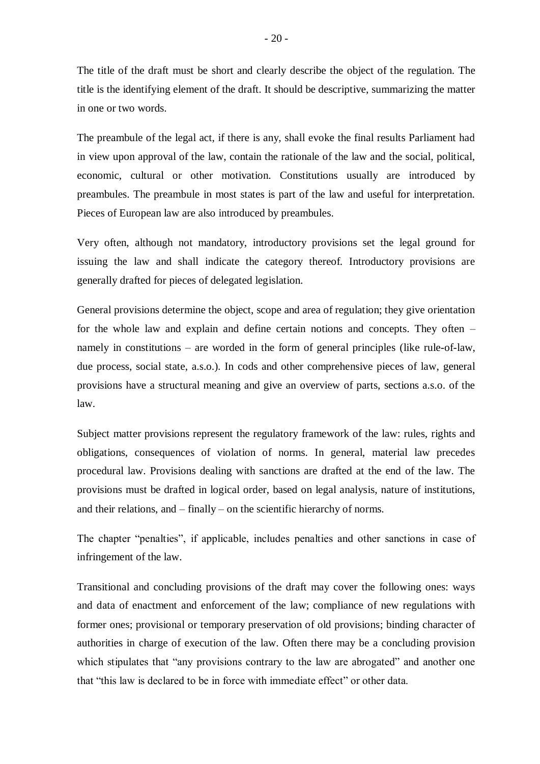The title of the draft must be short and clearly describe the object of the regulation. The title is the identifying element of the draft. It should be descriptive, summarizing the matter in one or two words.

The preambule of the legal act, if there is any, shall evoke the final results Parliament had in view upon approval of the law, contain the rationale of the law and the social, political, economic, cultural or other motivation. Constitutions usually are introduced by preambules. The preambule in most states is part of the law and useful for interpretation. Pieces of European law are also introduced by preambules.

Very often, although not mandatory, introductory provisions set the legal ground for issuing the law and shall indicate the category thereof. Introductory provisions are generally drafted for pieces of delegated legislation.

General provisions determine the object, scope and area of regulation; they give orientation for the whole law and explain and define certain notions and concepts. They often – namely in constitutions – are worded in the form of general principles (like rule-of-law, due process, social state, a.s.o.). In cods and other comprehensive pieces of law, general provisions have a structural meaning and give an overview of parts, sections a.s.o. of the law.

Subject matter provisions represent the regulatory framework of the law: rules, rights and obligations, consequences of violation of norms. In general, material law precedes procedural law. Provisions dealing with sanctions are drafted at the end of the law. The provisions must be drafted in logical order, based on legal analysis, nature of institutions, and their relations, and – finally – on the scientific hierarchy of norms.

The chapter "penalties", if applicable, includes penalties and other sanctions in case of infringement of the law.

Transitional and concluding provisions of the draft may cover the following ones: ways and data of enactment and enforcement of the law; compliance of new regulations with former ones; provisional or temporary preservation of old provisions; binding character of authorities in charge of execution of the law. Often there may be a concluding provision which stipulates that "any provisions contrary to the law are abrogated" and another one that "this law is declared to be in force with immediate effect" or other data.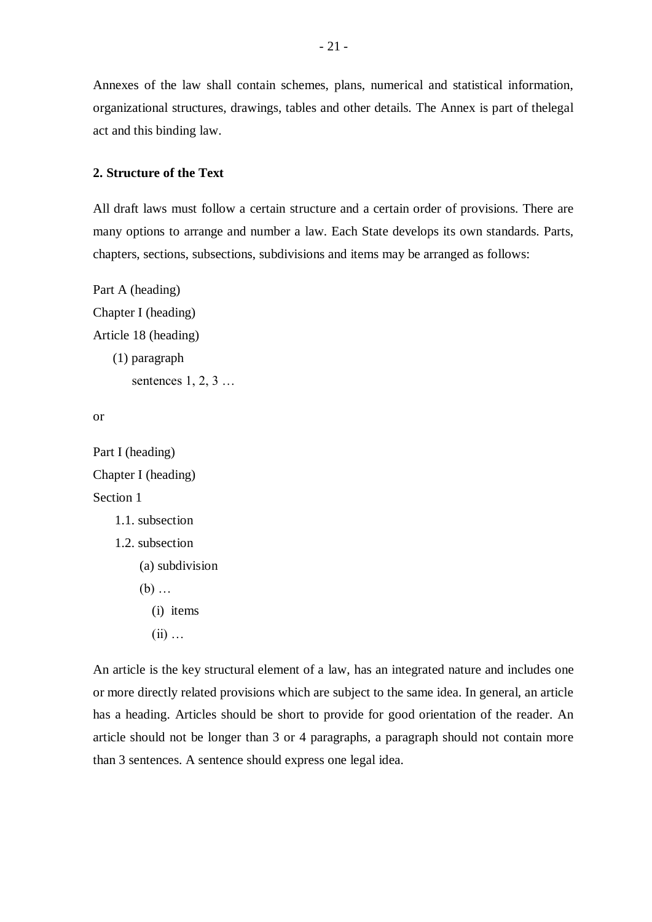Annexes of the law shall contain schemes, plans, numerical and statistical information, organizational structures, drawings, tables and other details. The Annex is part of thelegal act and this binding law.

### 2. Structure of the Text

All draft laws must follow a certain structure and a certain order of provisions. There are many options to arrange and number a law. Each State develops its own standards. Parts, chapters, sections, subsections, subdivisions and items may be arranged as follows:

```
Part A (heading)
Chapter I (heading)
Article 18 (heading)
    (1) paragraph
        sentences 1, 2, 3 …
```

or

```
Part I (heading)
Chapter I (heading)
Section 1
    1.1. subsection
    1.2. subsection
        (a) subdivision
        (b) …
            (i)  items
            (ii) …
```

An article is the key structural element of a law, has an integrated nature and includes one or more directly related provisions which are subject to the same idea. In general, an article has a heading. Articles should be short to provide for good orientation of the reader. An article should not be longer than 3 or 4 paragraphs, a paragraph should not contain more than 3 sentences. A sentence should express one legal idea.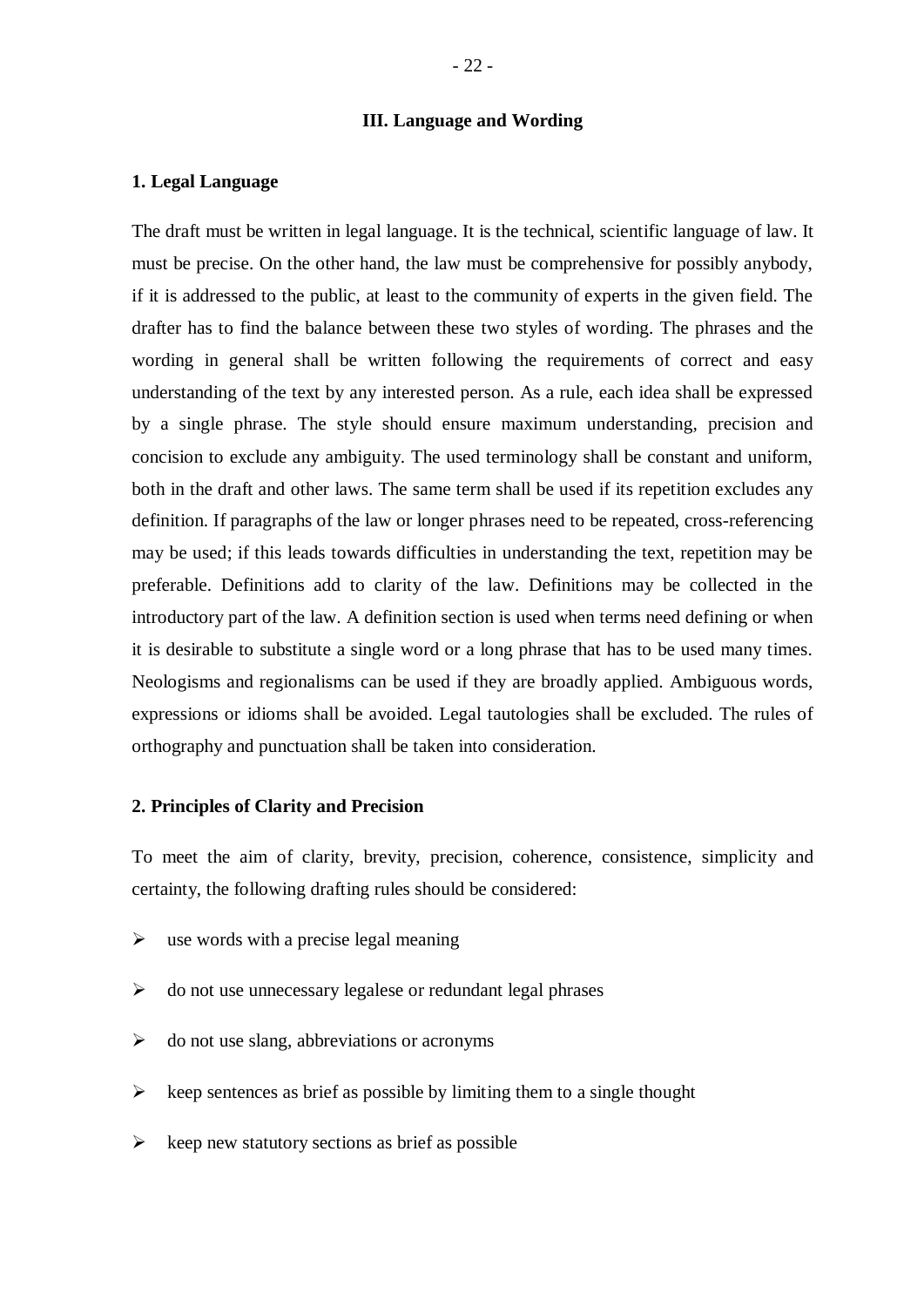## III. Language and Wording

### 1. Legal Language

The draft must be written in legal language. It is the technical, scientific language of law. It must be precise. On the other hand, the law must be comprehensive for possibly anybody, if it is addressed to the public, at least to the community of experts in the given field. The drafter has to find the balance between these two styles of wording. The phrases and the wording in general shall be written following the requirements of correct and easy understanding of the text by any interested person. As a rule, each idea shall be expressed by a single phrase. The style should ensure maximum understanding, precision and concision to exclude any ambiguity. The used terminology shall be constant and uniform, both in the draft and other laws. The same term shall be used if its repetition excludes any definition. If paragraphs of the law or longer phrases need to be repeated, cross-referencing may be used; if this leads towards difficulties in understanding the text, repetition may be preferable. Definitions add to clarity of the law. Definitions may be collected in the introductory part of the law. A definition section is used when terms need defining or when it is desirable to substitute a single word or a long phrase that has to be used many times. Neologisms and regionalisms can be used if they are broadly applied. Ambiguous words, expressions or idioms shall be avoided. Legal tautologies shall be excluded. The rules of orthography and punctuation shall be taken into consideration.

### 2. Principles of Clarity and Precision

To meet the aim of clarity, brevity, precision, coherence, consistence, simplicity and certainty, the following drafting rules should be considered:

- use words with a precise legal meaning
- do not use unnecessary legalese or redundant legal phrases
- do not use slang, abbreviations or acronyms
- keep sentences as brief as possible by limiting them to a single thought
- keep new statutory sections as brief as possible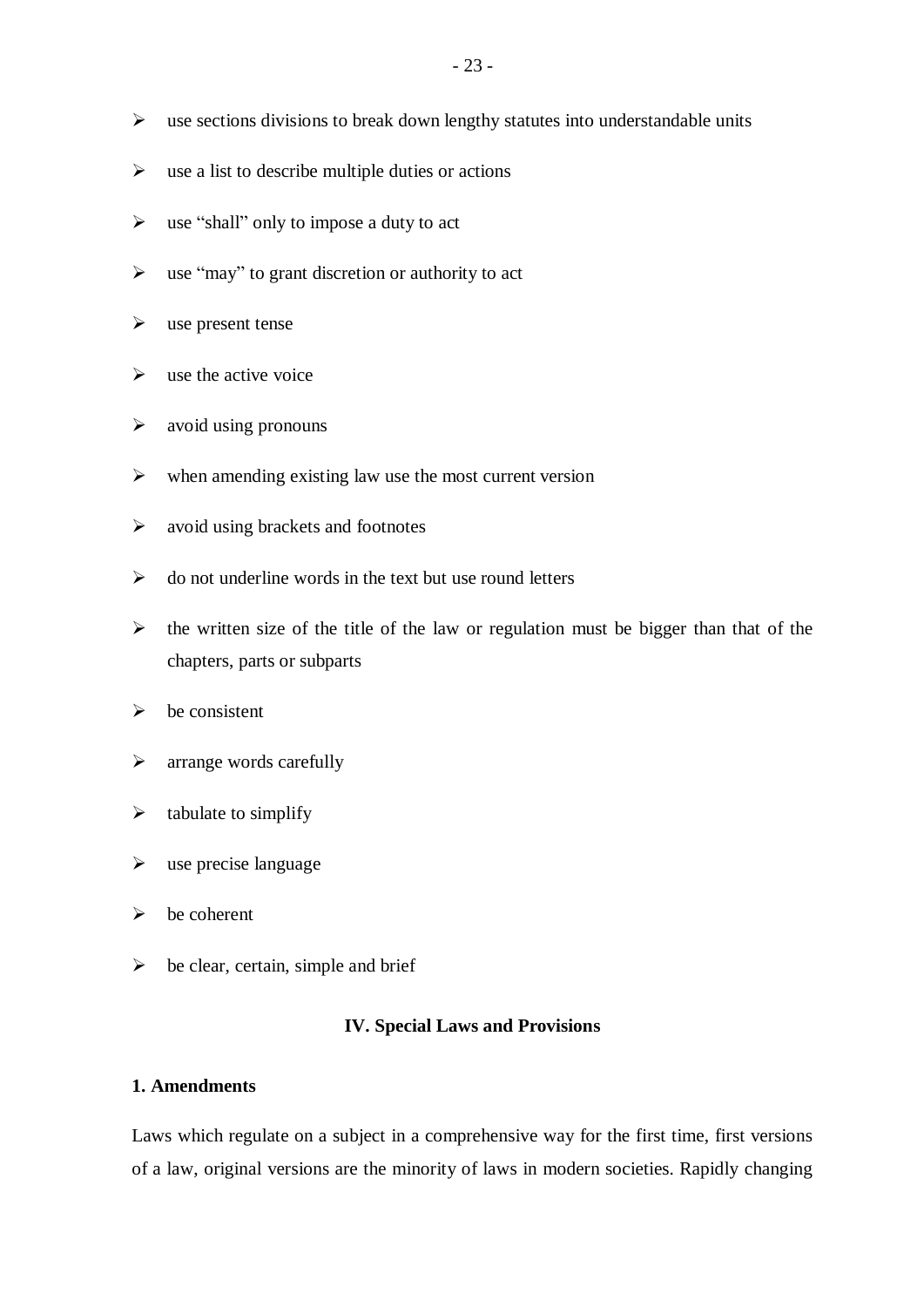- use sections divisions to break down lengthy statutes into understandable units
- use a list to describe multiple duties or actions
- use "shall" only to impose a duty to act
- use "may" to grant discretion or authority to act
- use present tense
- use the active voice
- avoid using pronouns
- when amending existing law use the most current version
- avoid using brackets and footnotes
- do not underline words in the text but use round letters
- the written size of the title of the law or regulation must be bigger than that of the chapters, parts or subparts
- be consistent
- arrange words carefully
- tabulate to simplify
- use precise language
- be coherent
- be clear, certain, simple and brief

## IV. Special Laws and Provisions

### 1. Amendments

Laws which regulate on a subject in a comprehensive way for the first time, first versions of a law, original versions are the minority of laws in modern societies. Rapidly changing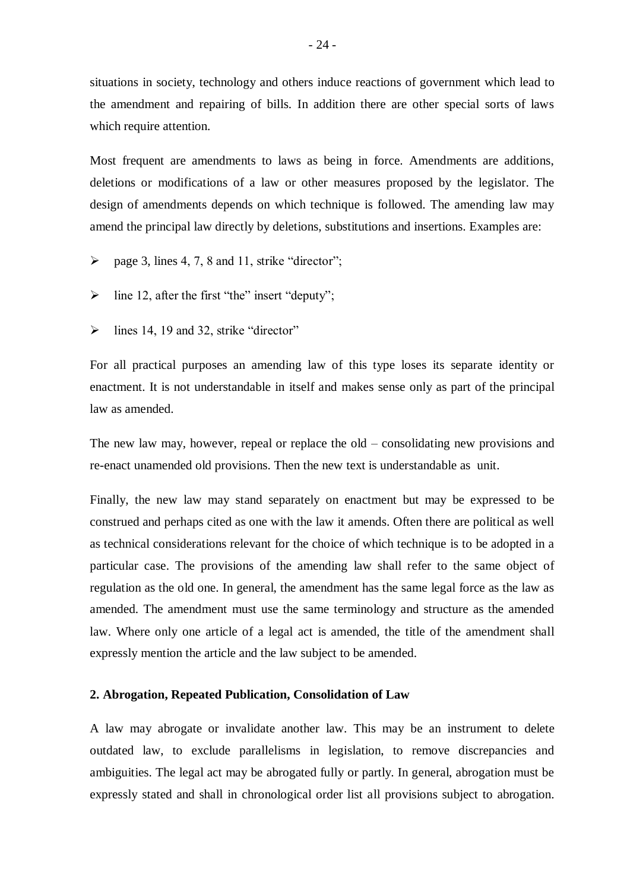situations in society, technology and others induce reactions of government which lead to the amendment and repairing of bills. In addition there are other special sorts of laws which require attention.

Most frequent are amendments to laws as being in force. Amendments are additions, deletions or modifications of a law or other measures proposed by the legislator. The design of amendments depends on which technique is followed. The amending law may amend the principal law directly by deletions, substitutions and insertions. Examples are:

- page 3, lines 4, 7, 8 and 11, strike "director";
- line 12, after the first "the" insert "deputy";
- lines 14, 19 and 32, strike "director"

For all practical purposes an amending law of this type loses its separate identity or enactment. It is not understandable in itself and makes sense only as part of the principal law as amended.

The new law may, however, repeal or replace the old – consolidating new provisions and re-enact unamended old provisions. Then the new text is understandable as unit.

Finally, the new law may stand separately on enactment but may be expressed to be construed and perhaps cited as one with the law it amends. Often there are political as well as technical considerations relevant for the choice of which technique is to be adopted in a particular case. The provisions of the amending law shall refer to the same object of regulation as the old one. In general, the amendment has the same legal force as the law as amended. The amendment must use the same terminology and structure as the amended law. Where only one article of a legal act is amended, the title of the amendment shall expressly mention the article and the law subject to be amended.

### 2. Abrogation, Repeated Publication, Consolidation of Law

A law may abrogate or invalidate another law. This may be an instrument to delete outdated law, to exclude parallelisms in legislation, to remove discrepancies and ambiguities. The legal act may be abrogated fully or partly. In general, abrogation must be expressly stated and shall in chronological order list all provisions subject to abrogation.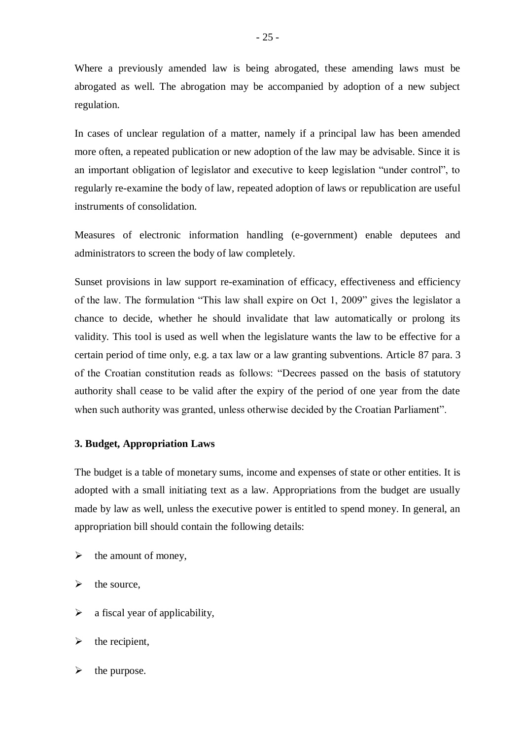Where a previously amended law is being abrogated, these amending laws must be abrogated as well. The abrogation may be accompanied by adoption of a new subject regulation.

In cases of unclear regulation of a matter, namely if a principal law has been amended more often, a repeated publication or new adoption of the law may be advisable. Since it is an important obligation of legislator and executive to keep legislation "under control", to regularly re-examine the body of law, repeated adoption of laws or republication are useful instruments of consolidation.

Measures of electronic information handling (e-government) enable deputees and administrators to screen the body of law completely.

Sunset provisions in law support re-examination of efficacy, effectiveness and efficiency of the law. The formulation "This law shall expire on Oct 1, 2009" gives the legislator a chance to decide, whether he should invalidate that law automatically or prolong its validity. This tool is used as well when the legislature wants the law to be effective for a certain period of time only, e.g. a tax law or a law granting subventions. Article 87 para. 3 of the Croatian constitution reads as follows: "Decrees passed on the basis of statutory authority shall cease to be valid after the expiry of the period of one year from the date when such authority was granted, unless otherwise decided by the Croatian Parliament".

### 3. Budget, Appropriation Laws

The budget is a table of monetary sums, income and expenses of state or other entities. It is adopted with a small initiating text as a law. Appropriations from the budget are usually made by law as well, unless the executive power is entitled to spend money. In general, an appropriation bill should contain the following details:

- the amount of money,
- the source,
- a fiscal year of applicability,
- the recipient,
- the purpose.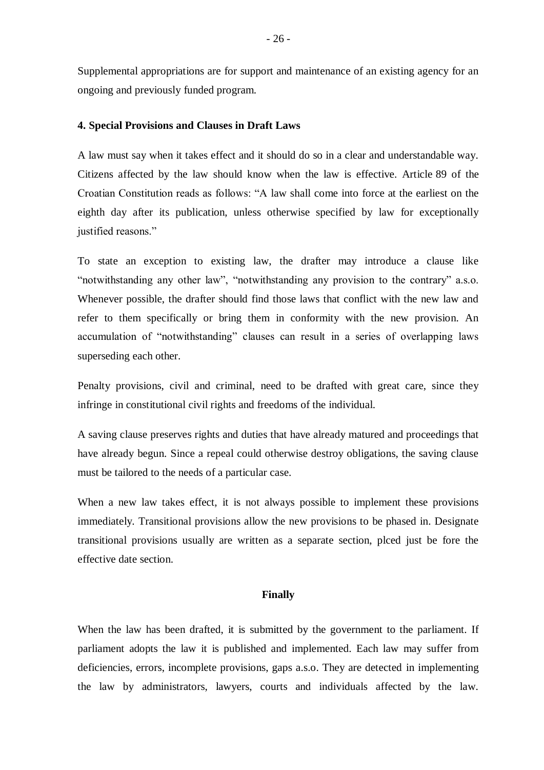Supplemental appropriations are for support and maintenance of an existing agency for an ongoing and previously funded program.

**4. Special Provisions and Clauses in Draft Laws**

A law must say when it takes effect and it should do so in a clear and understandable way. Citizens affected by the law should know when the law is effective. Article 89 of the Croatian Constitution reads as follows: "A law shall come into force at the earliest on the eighth day after its publication, unless otherwise specified by law for exceptionally justified reasons."

To state an exception to existing law, the drafter may introduce a clause like "notwithstanding any other law", "notwithstanding any provision to the contrary" a.s.o. Whenever possible, the drafter should find those laws that conflict with the new law and refer to them specifically or bring them in conformity with the new provision. An accumulation of "notwithstanding" clauses can result in a series of overlapping laws superseding each other.

Penalty provisions, civil and criminal, need to be drafted with great care, since they infringe in constitutional civil rights and freedoms of the individual.

A saving clause preserves rights and duties that have already matured and proceedings that have already begun. Since a repeal could otherwise destroy obligations, the saving clause must be tailored to the needs of a particular case.

When a new law takes effect, it is not always possible to implement these provisions immediately. Transitional provisions allow the new provisions to be phased in. Designate transitional provisions usually are written as a separate section, plced just be fore the effective date section.

**Finally**

When the law has been drafted, it is submitted by the government to the parliament. If parliament adopts the law it is published and implemented. Each law may suffer from deficiencies, errors, incomplete provisions, gaps a.s.o. They are detected in implementing the law by administrators, lawyers, courts and individuals affected by the law.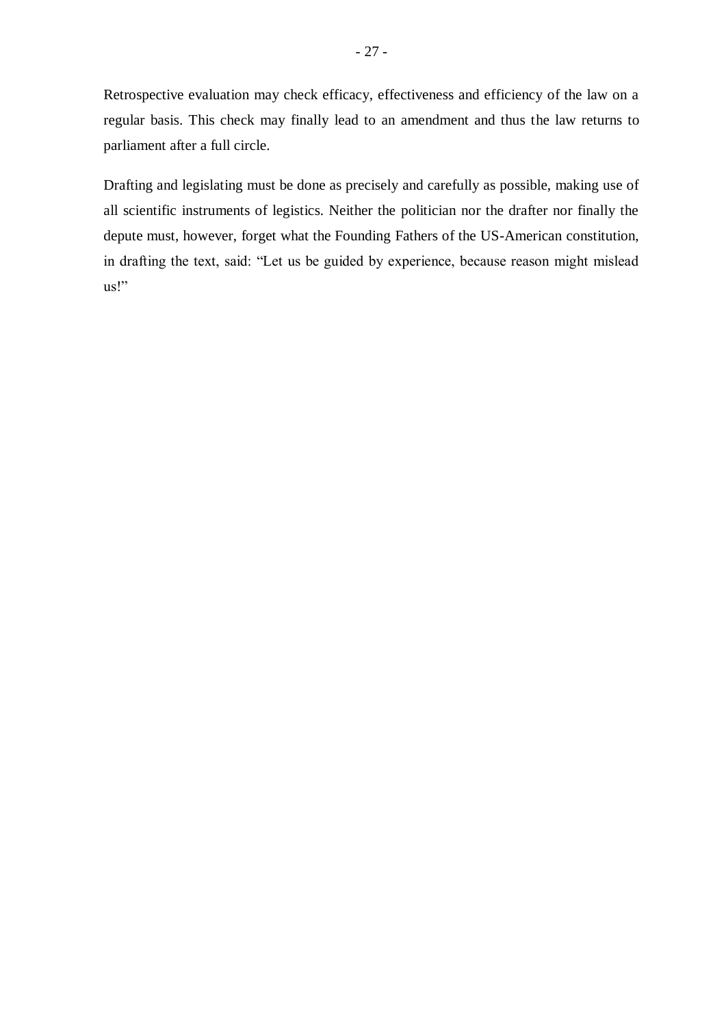Retrospective evaluation may check efficacy, effectiveness and efficiency of the law on a regular basis. This check may finally lead to an amendment and thus the law returns to parliament after a full circle.

Drafting and legislating must be done as precisely and carefully as possible, making use of all scientific instruments of legistics. Neither the politician nor the drafter nor finally the depute must, however, forget what the Founding Fathers of the US-American constitution, in drafting the text, said: “Let us be guided by experience, because reason might mislead us!”